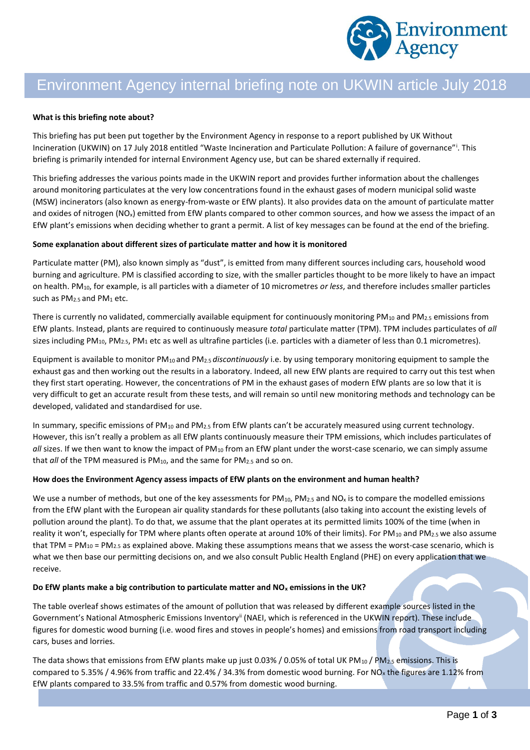# Environment Agency internal briefing note on UKWIN article July 2018

**What is this briefing note about?**

This briefing has put been put together by the Environment Agency in response to a report published by UK Without Incineration (UKWIN) on 17 July 2018 entitled "Waste Incineration and Particulate Pollution: A failure of governance"[i]. This briefing is primarily intended for internal Environment Agency use, but can be shared externally if required.

This briefing addresses the various points made in the UKWIN report and provides further information about the challenges around monitoring particulates at the very low concentrations found in the exhaust gases of modern municipal solid waste (MSW) incinerators (also known as energy-from-waste or EfW plants). It also provides data on the amount of particulate matter and oxides of nitrogen ($NO_x$) emitted from EfW plants compared to other common sources, and how we assess the impact of an EfW plant's emissions when deciding whether to grant a permit. A list of key messages can be found at the end of the briefing.

**Some explanation about different sizes of particulate matter and how it is monitored**

Particulate matter (PM), also known simply as "dust", is emitted from many different sources including cars, household wood burning and agriculture. PM is classified according to size, with the smaller particles thought to be more likely to have an impact on health. $PM_{10}$, for example, is all particles with a diameter of 10 micrometres *or less*, and therefore includes smaller particles such as $PM_{2.5}$ and $PM_1$ etc.

There is currently no validated, commercially available equipment for continuously monitoring $PM_{10}$ and $PM_{2.5}$ emissions from EfW plants. Instead, plants are required to continuously measure *total* particulate matter (TPM). TPM includes particulates of *all* sizes including $PM_{10}$, $PM_{2.5}$, $PM_1$ etc as well as ultrafine particles (i.e. particles with a diameter of less than 0.1 micrometres).

Equipment is available to monitor $PM_{10}$ and $PM_{2.5}$ *discontinuously* i.e. by using temporary monitoring equipment to sample the exhaust gas and then working out the results in a laboratory. Indeed, all new EfW plants are required to carry out this test when they first start operating. However, the concentrations of PM in the exhaust gases of modern EfW plants are so low that it is very difficult to get an accurate result from these tests, and will remain so until new monitoring methods and technology can be developed, validated and standardised for use.

In summary, specific emissions of $PM_{10}$ and $PM_{2.5}$ from EfW plants can't be accurately measured using current technology. However, this isn't really a problem as all EfW plants continuously measure their TPM emissions, which includes particulates of *all* sizes. If we then want to know the impact of $PM_{10}$ from an EfW plant under the worst-case scenario, we can simply assume that *all* of the TPM measured is $PM_{10}$, and the same for $PM_{2.5}$ and so on.

**How does the Environment Agency assess impacts of EfW plants on the environment and human health?**

We use a number of methods, but one of the key assessments for $PM_{10}$, $PM_{2.5}$ and $NO_x$ is to compare the modelled emissions from the EfW plant with the European air quality standards for these pollutants (also taking into account the existing levels of pollution around the plant). To do that, we assume that the plant operates at its permitted limits 100% of the time (when in reality it won't, especially for TPM where plants often operate at around 10% of their limits). For $PM_{10}$ and $PM_{2.5}$ we also assume that TPM = $PM_{10}$ = $PM_{2.5}$ as explained above. Making these assumptions means that we assess the worst-case scenario, which is what we then base our permitting decisions on, and we also consult Public Health England (PHE) on every application that we receive.

**Do EfW plants make a big contribution to particulate matter and $NO_x$ emissions in the UK?**

The table overleaf shows estimates of the amount of pollution that was released by different example sources listed in the Government's National Atmospheric Emissions Inventory[ii] (NAEI, which is referenced in the UKWIN report). These include figures for domestic wood burning (i.e. wood fires and stoves in people's homes) and emissions from road transport including cars, buses and lorries.

The data shows that emissions from EfW plants make up just 0.03% / 0.05% of total UK $PM_{10}$ / $PM_{2.5}$ emissions. This is compared to 5.35% / 4.96% from traffic and 22.4% / 34.3% from domestic wood burning. For $NO_x$ the figures are 1.12% from EfW plants compared to 33.5% from traffic and 0.57% from domestic wood burning.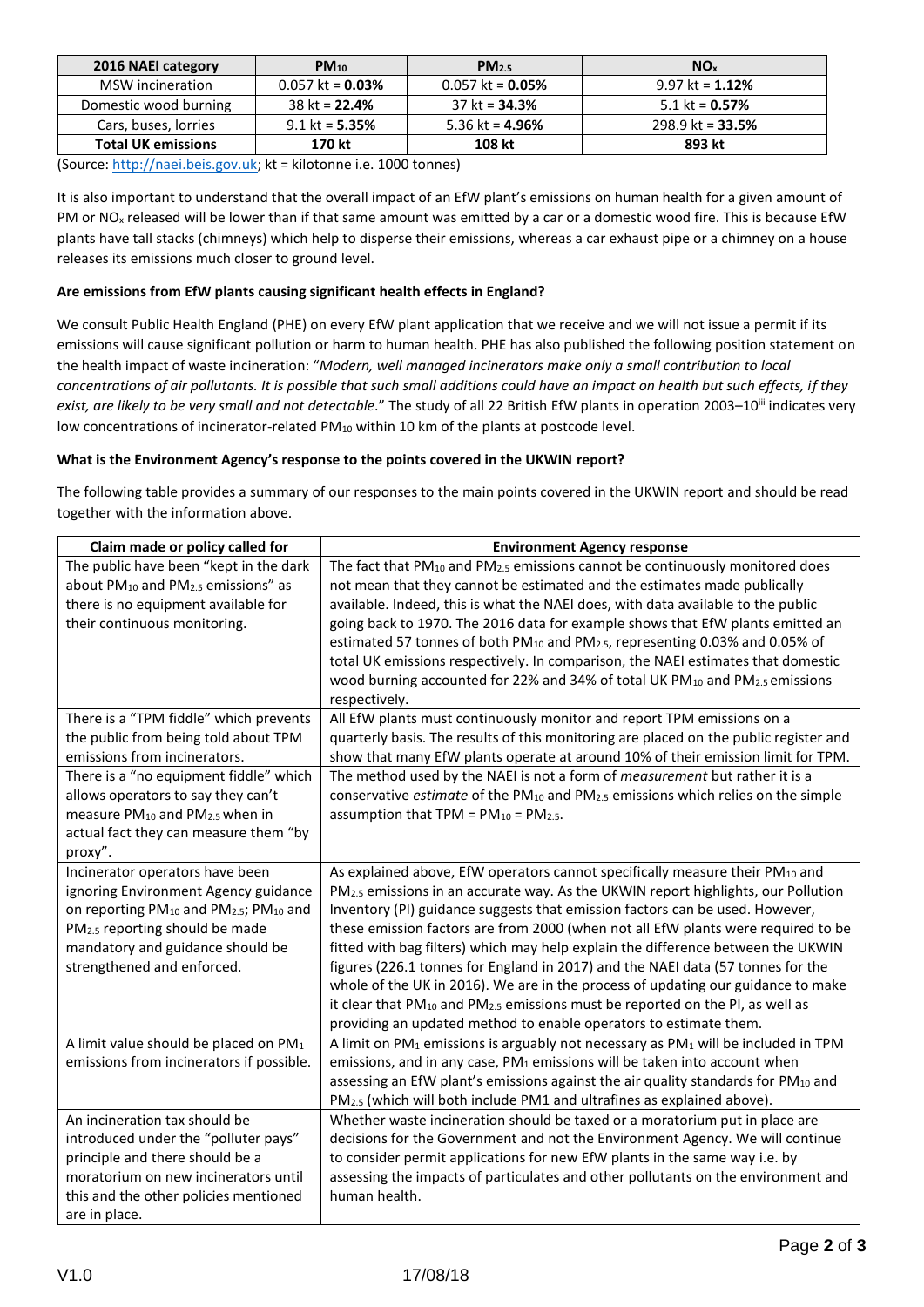| 2016 NAEI category | $PM_{10}$ | $PM_{2.5}$ | $NO_x$ |
|---|---|---|---|
| MSW incineration | 0.057 kt = **0.03%** | 0.057 kt = **0.05%** | 9.97 kt = **1.12%** |
| Domestic wood burning | 38 kt = **22.4%** | 37 kt = **34.3%** | 5.1 kt = **0.57%** |
| Cars, buses, lorries | 9.1 kt = **5.35%** | 5.36 kt = **4.96%** | 298.9 kt = **33.5%** |
| **Total UK emissions** | **170 kt** | **108 kt** | **893 kt** |

(Source: http://naei.beis.gov.uk; kt = kilotonne i.e. 1000 tonnes)

It is also important to understand that the overall impact of an EfW plant's emissions on human health for a given amount of PM or $NO_x$ released will be lower than if that same amount was emitted by a car or a domestic wood fire. This is because EfW plants have tall stacks (chimneys) which help to disperse their emissions, whereas a car exhaust pipe or a chimney on a house releases its emissions much closer to ground level.

**Are emissions from EfW plants causing significant health effects in England?**

We consult Public Health England (PHE) on every EfW plant application that we receive and we will not issue a permit if its emissions will cause significant pollution or harm to human health. PHE has also published the following position statement on the health impact of waste incineration: "*Modern, well managed incinerators make only a small contribution to local concentrations of air pollutants. It is possible that such small additions could have an impact on health but such effects, if they exist, are likely to be very small and not detectable*." The study of all 22 British EfW plants in operation 2003–10[iii] indicates very low concentrations of incinerator-related $PM_{10}$ within 10 km of the plants at postcode level.

**What is the Environment Agency's response to the points covered in the UKWIN report?**

The following table provides a summary of our responses to the main points covered in the UKWIN report and should be read together with the information above.

| Claim made or policy called for | Environment Agency response |
|---|---|
| The public have been "kept in the dark about $PM_{10}$ and $PM_{2.5}$ emissions" as there is no equipment available for their continuous monitoring. | The fact that $PM_{10}$ and $PM_{2.5}$ emissions cannot be continuously monitored does not mean that they cannot be estimated and the estimates made publically available. Indeed, this is what the NAEI does, with data available to the public going back to 1970. The 2016 data for example shows that EfW plants emitted an estimated 57 tonnes of both $PM_{10}$ and $PM_{2.5}$, representing 0.03% and 0.05% of total UK emissions respectively. In comparison, the NAEI estimates that domestic wood burning accounted for 22% and 34% of total UK $PM_{10}$ and $PM_{2.5}$ emissions respectively. |
| There is a "TPM fiddle" which prevents the public from being told about TPM emissions from incinerators. | All EfW plants must continuously monitor and report TPM emissions on a quarterly basis. The results of this monitoring are placed on the public register and show that many EfW plants operate at around 10% of their emission limit for TPM. |
| There is a "no equipment fiddle" which allows operators to say they can't measure $PM_{10}$ and $PM_{2.5}$ when in actual fact they can measure them "by proxy". | The method used by the NAEI is not a form of *measurement* but rather it is a conservative *estimate* of the $PM_{10}$ and $PM_{2.5}$ emissions which relies on the simple assumption that TPM = $PM_{10}$ = $PM_{2.5}$. |
| Incinerator operators have been ignoring Environment Agency guidance on reporting $PM_{10}$ and $PM_{2.5}$; $PM_{10}$ and $PM_{2.5}$ reporting should be made mandatory and guidance should be strengthened and enforced. | As explained above, EfW operators cannot specifically measure their $PM_{10}$ and $PM_{2.5}$ emissions in an accurate way. As the UKWIN report highlights, our Pollution Inventory (PI) guidance suggests that emission factors can be used. However, these emission factors are from 2000 (when not all EfW plants were required to be fitted with bag filters) which may help explain the difference between the UKWIN figures (226.1 tonnes for England in 2017) and the NAEI data (57 tonnes for the whole of the UK in 2016). We are in the process of updating our guidance to make it clear that $PM_{10}$ and $PM_{2.5}$ emissions must be reported on the PI, as well as providing an updated method to enable operators to estimate them. |
| A limit value should be placed on $PM_1$ emissions from incinerators if possible. | A limit on $PM_1$ emissions is arguably not necessary as $PM_1$ will be included in TPM emissions, and in any case, $PM_1$ emissions will be taken into account when assessing an EfW plant's emissions against the air quality standards for $PM_{10}$ and $PM_{2.5}$ (which will both include PM1 and ultrafines as explained above). |
| An incineration tax should be introduced under the "polluter pays" principle and there should be a moratorium on new incinerators until this and the other policies mentioned are in place. | Whether waste incineration should be taxed or a moratorium put in place are decisions for the Government and not the Environment Agency. We will continue to consider permit applications for new EfW plants in the same way i.e. by assessing the impacts of particulates and other pollutants on the environment and human health. |

V1.0 17/08/18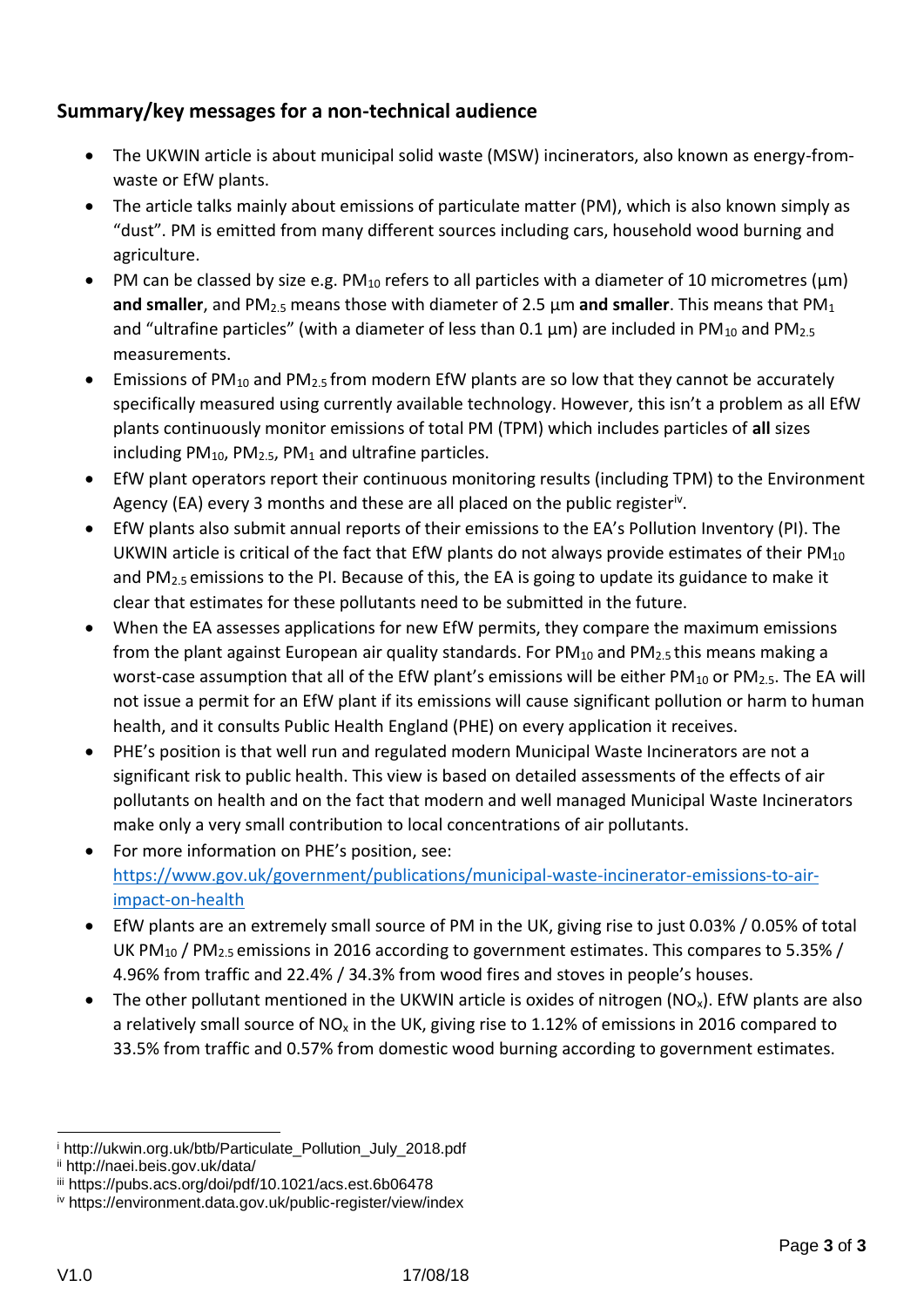## Summary/key messages for a non-technical audience

- The UKWIN article is about municipal solid waste (MSW) incinerators, also known as energy-from-waste or EfW plants.
- The article talks mainly about emissions of particulate matter (PM), which is also known simply as "dust". PM is emitted from many different sources including cars, household wood burning and agriculture.
- PM can be classed by size e.g. $PM_{10}$ refers to all particles with a diameter of 10 micrometres (µm) **and smaller**, and $PM_{2.5}$ means those with diameter of 2.5 µm **and smaller**. This means that $PM_1$ and "ultrafine particles" (with a diameter of less than 0.1 µm) are included in $PM_{10}$ and $PM_{2.5}$ measurements.
- Emissions of $PM_{10}$ and $PM_{2.5}$ from modern EfW plants are so low that they cannot be accurately specifically measured using currently available technology. However, this isn't a problem as all EfW plants continuously monitor emissions of total PM (TPM) which includes particles of **all** sizes including $PM_{10}$, $PM_{2.5}$, $PM_1$ and ultrafine particles.
- EfW plant operators report their continuous monitoring results (including TPM) to the Environment Agency (EA) every 3 months and these are all placed on the public register[iv].
- EfW plants also submit annual reports of their emissions to the EA's Pollution Inventory (PI). The UKWIN article is critical of the fact that EfW plants do not always provide estimates of their $PM_{10}$ and $PM_{2.5}$ emissions to the PI. Because of this, the EA is going to update its guidance to make it clear that estimates for these pollutants need to be submitted in the future.
- When the EA assesses applications for new EfW permits, they compare the maximum emissions from the plant against European air quality standards. For $PM_{10}$ and $PM_{2.5}$ this means making a worst-case assumption that all of the EfW plant's emissions will be either $PM_{10}$ or $PM_{2.5}$. The EA will not issue a permit for an EfW plant if its emissions will cause significant pollution or harm to human health, and it consults Public Health England (PHE) on every application it receives.
- PHE's position is that well run and regulated modern Municipal Waste Incinerators are not a significant risk to public health. This view is based on detailed assessments of the effects of air pollutants on health and on the fact that modern and well managed Municipal Waste Incinerators make only a very small contribution to local concentrations of air pollutants.
- For more information on PHE's position, see: https://www.gov.uk/government/publications/municipal-waste-incinerator-emissions-to-air-impact-on-health
- EfW plants are an extremely small source of PM in the UK, giving rise to just 0.03% / 0.05% of total UK $PM_{10}$ / $PM_{2.5}$ emissions in 2016 according to government estimates. This compares to 5.35% / 4.96% from traffic and 22.4% / 34.3% from wood fires and stoves in people's houses.
- The other pollutant mentioned in the UKWIN article is oxides of nitrogen ($NO_x$). EfW plants are also a relatively small source of $NO_x$ in the UK, giving rise to 1.12% of emissions in 2016 compared to 33.5% from traffic and 0.57% from domestic wood burning according to government estimates.

---

[i] http://ukwin.org.uk/btb/Particulate_Pollution_July_2018.pdf
[ii] http://naei.beis.gov.uk/data/
[iii] https://pubs.acs.org/doi/pdf/10.1021/acs.est.6b06478
[iv] https://environment.data.gov.uk/public-register/view/index

V1.0 17/08/18